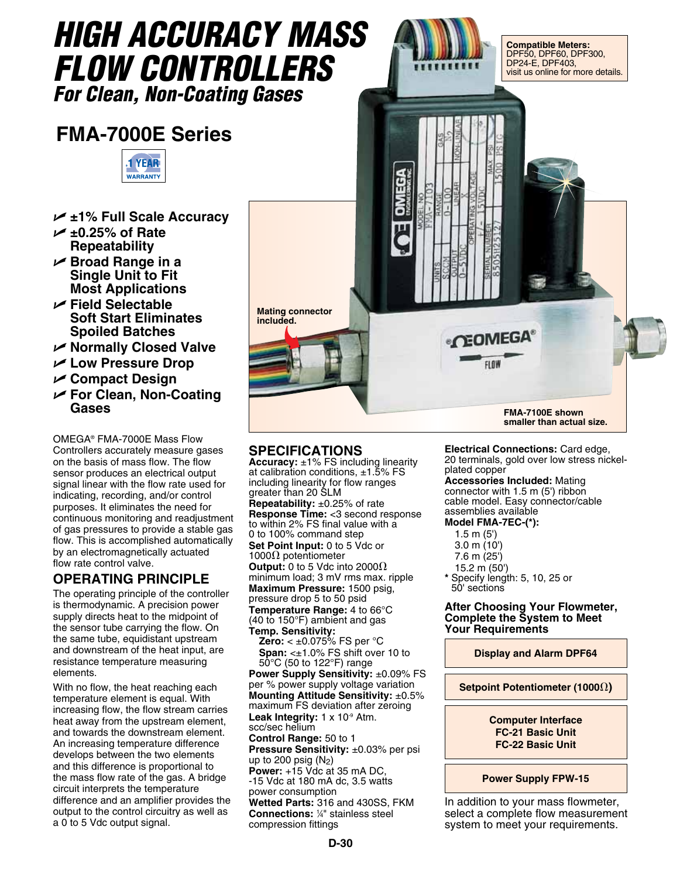# HIGH ACCURACY MASS FLOW CONTROLLERS

## *For Clean, Non-Coating Gases*

## FMA-7000E Series

1 YEAR WARRANTY

- ±1% Full Scale Accuracy
- ±0.25% of Rate Repeatability
- Broad Range in a Single Unit to Fit Most Applications
- Field Selectable Soft Start Eliminates Spoiled Batches
- Normally Closed Valve
- Low Pressure Drop
- Compact Design
- For Clean, Non-Coating Gases

**Compatible Meters:** DPF50, DPF60, DPF300, DP24-E, DPF403, visit us online for more details.

Mating connector included.

FMA-7100E shown smaller than actual size.

OMEGA® FMA-7000E Mass Flow Controllers accurately measure gases on the basis of mass flow. The flow sensor produces an electrical output signal linear with the flow rate used for indicating, recording, and/or control purposes. It eliminates the need for continuous monitoring and readjustment of gas pressures to provide a stable gas flow. This is accomplished automatically by an electromagnetically actuated flow rate control valve.

## OPERATING PRINCIPLE

The operating principle of the controller is thermodynamic. A precision power supply directs heat to the midpoint of the sensor tube carrying the flow. On the same tube, equidistant upstream and downstream of the heat input, are resistance temperature measuring elements.

With no flow, the heat reaching each temperature element is equal. With increasing flow, the flow stream carries heat away from the upstream element, and towards the downstream element. An increasing temperature difference develops between the two elements and this difference is proportional to the mass flow rate of the gas. A bridge circuit interprets the temperature difference and an amplifier provides the output to the control circuitry as well as a 0 to 5 Vdc output signal.

## SPECIFICATIONS

**Accuracy:** ±1% FS including linearity at calibration conditions, ±1.5% FS including linearity for flow ranges greater than 20 SLM
**Repeatability:** ±0.25% of rate
**Response Time:** <3 second response to within 2% FS final value with a 0 to 100% command step
**Set Point Input:** 0 to 5 Vdc or 1000Ω potentiometer
**Output:** 0 to 5 Vdc into 2000Ω minimum load; 3 mV rms max. ripple
**Maximum Pressure:** 1500 psig, pressure drop 5 to 50 psid
**Temperature Range:** 4 to 66°C (40 to 150°F) ambient and gas
**Temp. Sensitivity:**
  **Zero:** < ±0.075% FS per °C
  **Span:** <±1.0% FS shift over 10 to 50°C (50 to 122°F) range
**Power Supply Sensitivity:** ±0.09% FS per % power supply voltage variation
**Mounting Attitude Sensitivity:** ±0.5% maximum FS deviation after zeroing
**Leak Integrity:** 1 x $10^{-9}$ Atm. scc/sec helium
**Control Range:** 50 to 1
**Pressure Sensitivity:** ±0.03% per psi up to 200 psig ($N_2$)
**Power:** +15 Vdc at 35 mA DC, -15 Vdc at 180 mA dc, 3.5 watts power consumption
**Wetted Parts:** 316 and 430SS, FKM
**Connections:** ¼" stainless steel compression fittings
**Electrical Connections:** Card edge, 20 terminals, gold over low stress nickel-plated copper
**Accessories Included:** Mating connector with 1.5 m (5') ribbon cable model. Easy connector/cable assemblies available

**Model FMA-7EC-(*):**
- 1.5 m (5')
- 3.0 m (10')
- 7.6 m (25')
- 15.2 m (50')

\* Specify length: 5, 10, 25 or 50' sections

### After Choosing Your Flowmeter, Complete the System to Meet Your Requirements

- **Display and Alarm DPF64**
- **Setpoint Potentiometer (1000Ω)**
- **Computer Interface FC-21 Basic Unit FC-22 Basic Unit**
- **Power Supply FPW-15**

In addition to your mass flowmeter, select a complete flow measurement system to meet your requirements.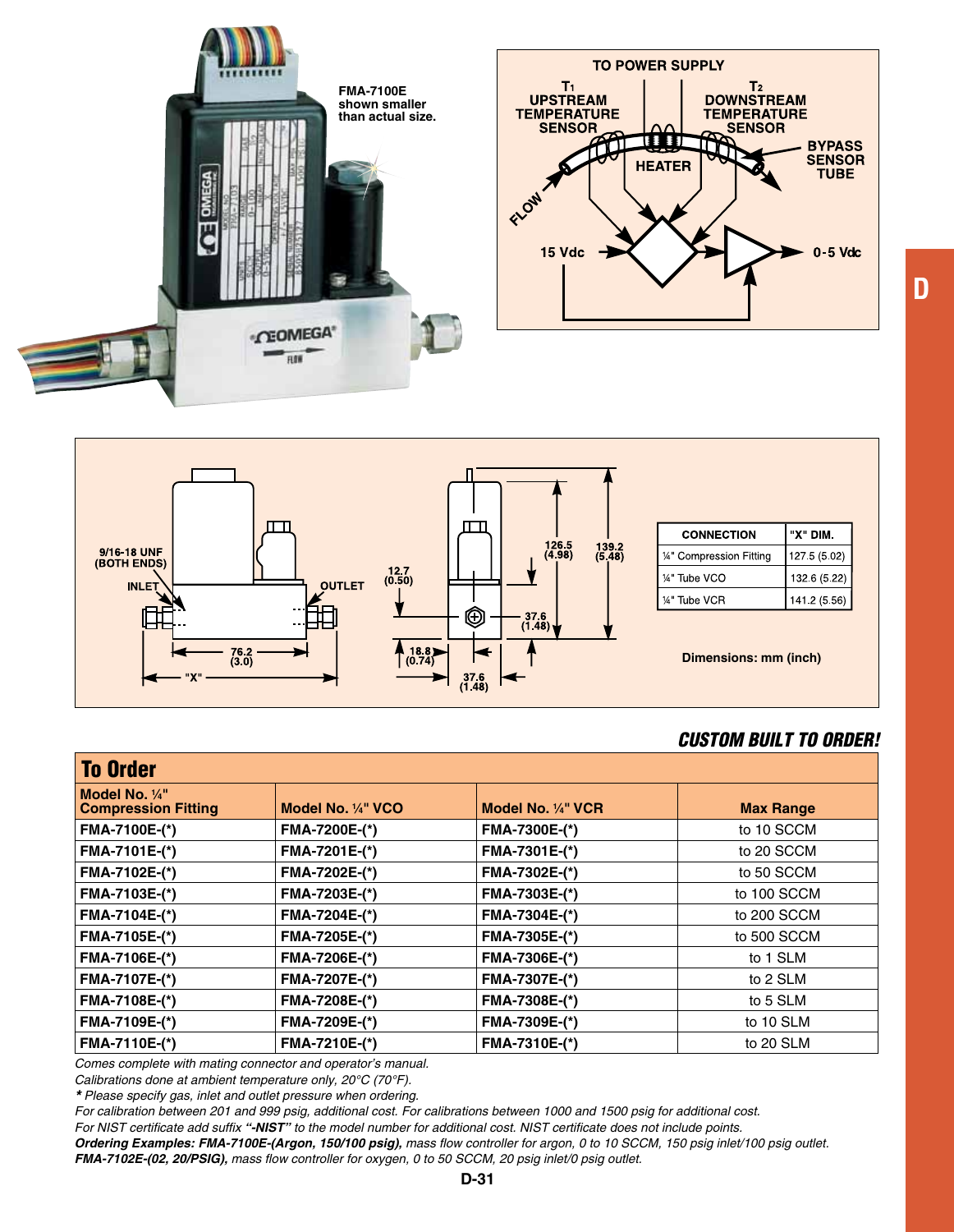FMA-7100E shown smaller than actual size.

TO POWER SUPPLY

T1 UPSTREAM TEMPERATURE SENSOR

T2 DOWNSTREAM TEMPERATURE SENSOR

BYPASS SENSOR TUBE

HEATER

FLOW

15 Vdc

0-5 Vdc

9/16-18 UNF (BOTH ENDS)

INLET

OUTLET

76.2 (3.0)

"X"

12.7 (0.50)

18.8 (0.74)

37.6 (1.48)

126.5 (4.98)

139.2 (5.48)

37.6 (1.48)

| CONNECTION | "X" DIM. |
|---|---|
| ¼" Compression Fitting | 127.5 (5.02) |
| ¼" Tube VCO | 132.6 (5.22) |
| ¼" Tube VCR | 141.2 (5.56) |

Dimensions: mm (inch)

***CUSTOM BUILT TO ORDER!***

## To Order

| Model No. ¼" Compression Fitting | Model No. ¼" VCO | Model No. ¼" VCR | Max Range |
|---|---|---|---|
| **FMA-7100E-(*)** | **FMA-7200E-(*)** | **FMA-7300E-(*)** | to 10 SCCM |
| **FMA-7101E-(*)** | **FMA-7201E-(*)** | **FMA-7301E-(*)** | to 20 SCCM |
| **FMA-7102E-(*)** | **FMA-7202E-(*)** | **FMA-7302E-(*)** | to 50 SCCM |
| **FMA-7103E-(*)** | **FMA-7203E-(*)** | **FMA-7303E-(*)** | to 100 SCCM |
| **FMA-7104E-(*)** | **FMA-7204E-(*)** | **FMA-7304E-(*)** | to 200 SCCM |
| **FMA-7105E-(*)** | **FMA-7205E-(*)** | **FMA-7305E-(*)** | to 500 SCCM |
| **FMA-7106E-(*)** | **FMA-7206E-(*)** | **FMA-7306E-(*)** | to 1 SLM |
| **FMA-7107E-(*)** | **FMA-7207E-(*)** | **FMA-7307E-(*)** | to 2 SLM |
| **FMA-7108E-(*)** | **FMA-7208E-(*)** | **FMA-7308E-(*)** | to 5 SLM |
| **FMA-7109E-(*)** | **FMA-7209E-(*)** | **FMA-7309E-(*)** | to 10 SLM |
| **FMA-7110E-(*)** | **FMA-7210E-(*)** | **FMA-7310E-(*)** | to 20 SLM |

*Comes complete with mating connector and operator's manual.*

*Calibrations done at ambient temperature only, 20°C (70°F).*

*** Please specify gas, inlet and outlet pressure when ordering.***

*For calibration between 201 and 999 psig, additional cost. For calibrations between 1000 and 1500 psig for additional cost.*

*For NIST certificate add suffix **"-NIST"** to the model number for additional cost. NIST certificate does not include points.*

***Ordering Examples: FMA-7100E-(Argon, 150/100 psig),** mass flow controller for argon, 0 to 10 SCCM, 150 psig inlet/100 psig outlet.*

***FMA-7102E-(02, 20/PSIG),** mass flow controller for oxygen, 0 to 50 SCCM, 20 psig inlet/0 psig outlet.*